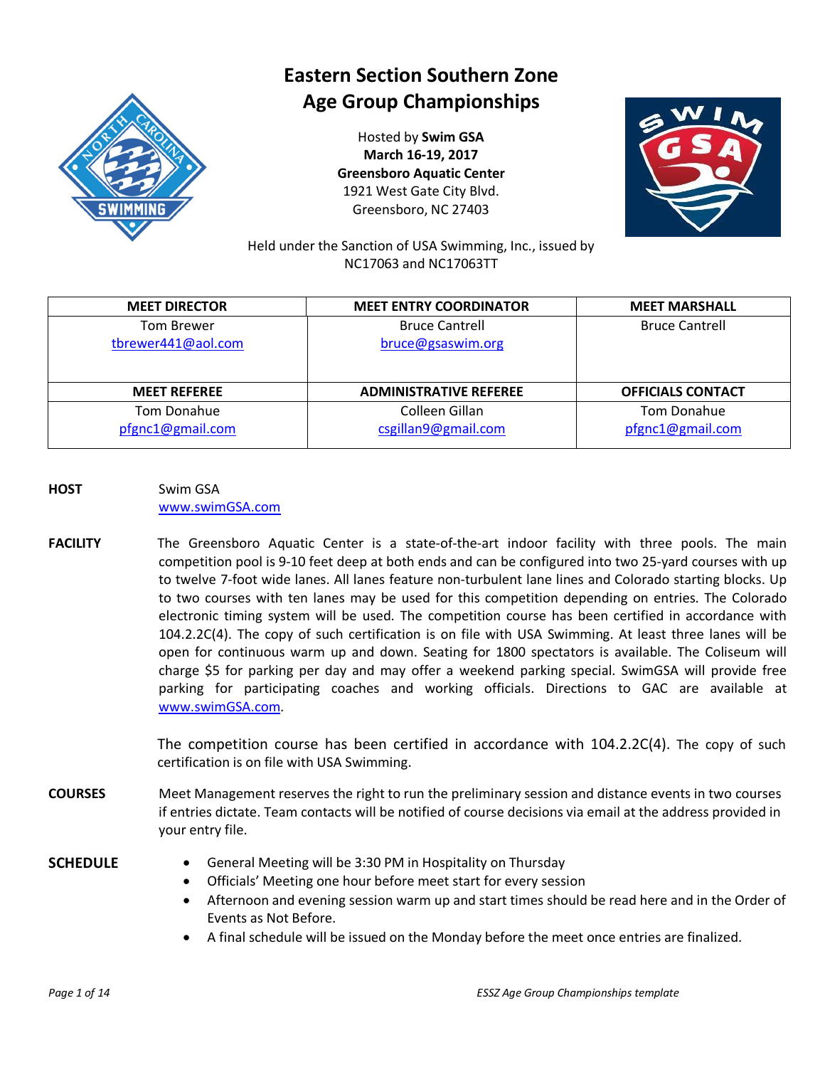# Eastern Section Southern Zone Age Group Championships

Hosted by **Swim GSA**
**March 16-19, 2017**
**Greensboro Aquatic Center**
1921 West Gate City Blvd.
Greensboro, NC 27403

Held under the Sanction of USA Swimming, Inc., issued by NC17063 and NC17063TT

| MEET DIRECTOR | MEET ENTRY COORDINATOR | MEET MARSHALL |
|---|---|---|
| Tom Brewer<br>tbrewer441@aol.com | Bruce Cantrell<br>bruce@gsaswim.org | Bruce Cantrell |
| **MEET REFEREE** | **ADMINISTRATIVE REFEREE** | **OFFICIALS CONTACT** |
| Tom Donahue<br>pfgnc1@gmail.com | Colleen Gillan<br>csgillan9@gmail.com | Tom Donahue<br>pfgnc1@gmail.com |

**HOST** Swim GSA
www.swimGSA.com

**FACILITY** The Greensboro Aquatic Center is a state-of-the-art indoor facility with three pools. The main competition pool is 9-10 feet deep at both ends and can be configured into two 25-yard courses with up to twelve 7-foot wide lanes. All lanes feature non-turbulent lane lines and Colorado starting blocks. Up to two courses with ten lanes may be used for this competition depending on entries. The Colorado electronic timing system will be used. The competition course has been certified in accordance with 104.2.2C(4). The copy of such certification is on file with USA Swimming. At least three lanes will be open for continuous warm up and down. Seating for 1800 spectators is available. The Coliseum will charge $5 for parking per day and may offer a weekend parking special. SwimGSA will provide free parking for participating coaches and working officials. Directions to GAC are available at www.swimGSA.com.

The competition course has been certified in accordance with 104.2.2C(4). The copy of such certification is on file with USA Swimming.

**COURSES** Meet Management reserves the right to run the preliminary session and distance events in two courses if entries dictate. Team contacts will be notified of course decisions via email at the address provided in your entry file.

**SCHEDULE**

- General Meeting will be 3:30 PM in Hospitality on Thursday
- Officials' Meeting one hour before meet start for every session
- Afternoon and evening session warm up and start times should be read here and in the Order of Events as Not Before.
- A final schedule will be issued on the Monday before the meet once entries are finalized.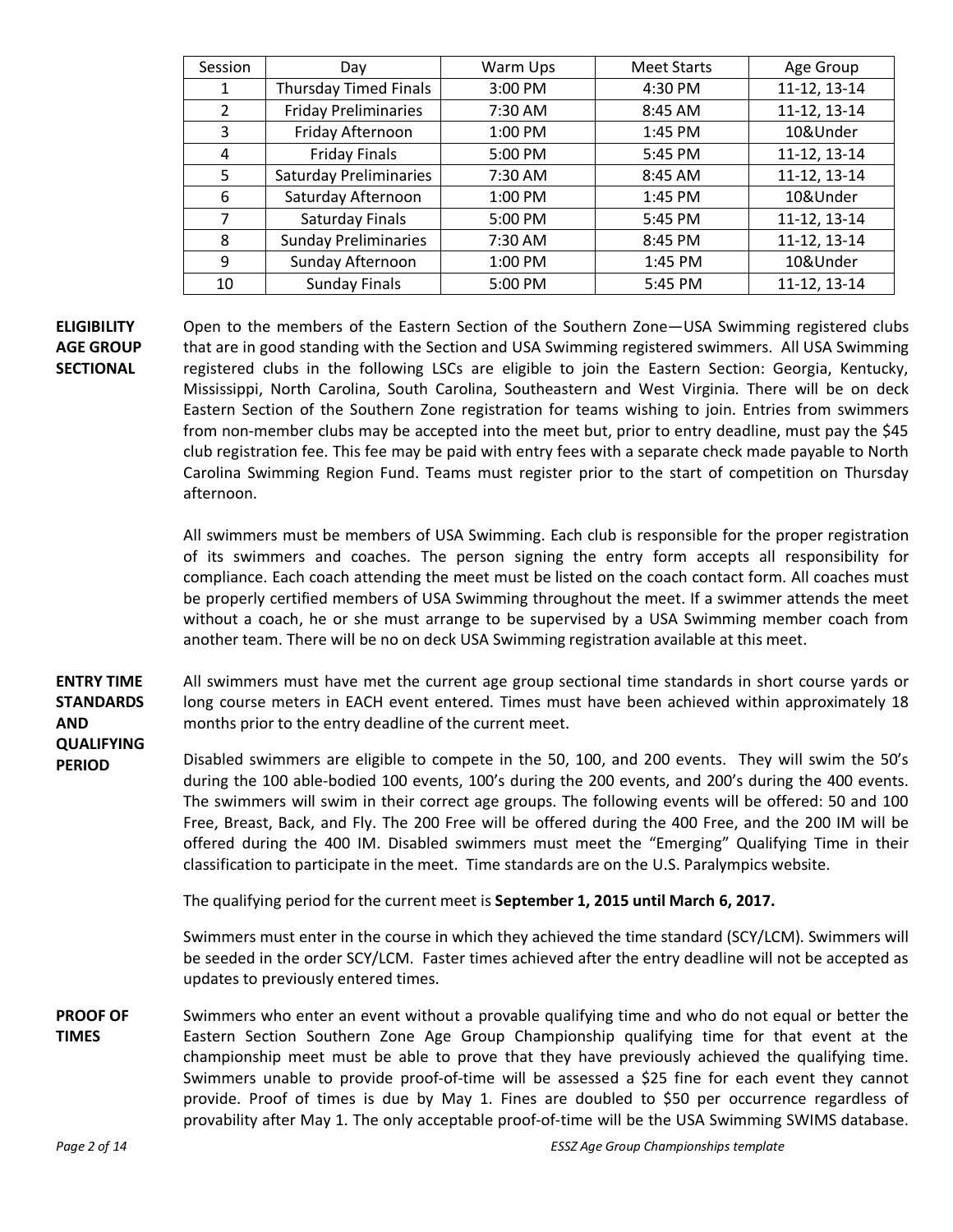| Session | Day | Warm Ups | Meet Starts | Age Group |
|---|---|---|---|---|
| 1 | Thursday Timed Finals | 3:00 PM | 4:30 PM | 11-12, 13-14 |
| 2 | Friday Preliminaries | 7:30 AM | 8:45 AM | 11-12, 13-14 |
| 3 | Friday Afternoon | 1:00 PM | 1:45 PM | 10&Under |
| 4 | Friday Finals | 5:00 PM | 5:45 PM | 11-12, 13-14 |
| 5 | Saturday Preliminaries | 7:30 AM | 8:45 AM | 11-12, 13-14 |
| 6 | Saturday Afternoon | 1:00 PM | 1:45 PM | 10&Under |
| 7 | Saturday Finals | 5:00 PM | 5:45 PM | 11-12, 13-14 |
| 8 | Sunday Preliminaries | 7:30 AM | 8:45 PM | 11-12, 13-14 |
| 9 | Sunday Afternoon | 1:00 PM | 1:45 PM | 10&Under |
| 10 | Sunday Finals | 5:00 PM | 5:45 PM | 11-12, 13-14 |

**ELIGIBILITY AGE GROUP SECTIONAL**

Open to the members of the Eastern Section of the Southern Zone—USA Swimming registered clubs that are in good standing with the Section and USA Swimming registered swimmers. All USA Swimming registered clubs in the following LSCs are eligible to join the Eastern Section: Georgia, Kentucky, Mississippi, North Carolina, South Carolina, Southeastern and West Virginia. There will be on deck Eastern Section of the Southern Zone registration for teams wishing to join. Entries from swimmers from non-member clubs may be accepted into the meet but, prior to entry deadline, must pay the $45 club registration fee. This fee may be paid with entry fees with a separate check made payable to North Carolina Swimming Region Fund. Teams must register prior to the start of competition on Thursday afternoon.

All swimmers must be members of USA Swimming. Each club is responsible for the proper registration of its swimmers and coaches. The person signing the entry form accepts all responsibility for compliance. Each coach attending the meet must be listed on the coach contact form. All coaches must be properly certified members of USA Swimming throughout the meet. If a swimmer attends the meet without a coach, he or she must arrange to be supervised by a USA Swimming member coach from another team. There will be no on deck USA Swimming registration available at this meet.

**ENTRY TIME STANDARDS AND QUALIFYING PERIOD**

All swimmers must have met the current age group sectional time standards in short course yards or long course meters in EACH event entered. Times must have been achieved within approximately 18 months prior to the entry deadline of the current meet.

Disabled swimmers are eligible to compete in the 50, 100, and 200 events. They will swim the 50's during the 100 able-bodied 100 events, 100's during the 200 events, and 200's during the 400 events. The swimmers will swim in their correct age groups. The following events will be offered: 50 and 100 Free, Breast, Back, and Fly. The 200 Free will be offered during the 400 Free, and the 200 IM will be offered during the 400 IM. Disabled swimmers must meet the "Emerging" Qualifying Time in their classification to participate in the meet. Time standards are on the U.S. Paralympics website.

The qualifying period for the current meet is **September 1, 2015 until March 6, 2017.**

Swimmers must enter in the course in which they achieved the time standard (SCY/LCM). Swimmers will be seeded in the order SCY/LCM. Faster times achieved after the entry deadline will not be accepted as updates to previously entered times.

**PROOF OF TIMES**

Swimmers who enter an event without a provable qualifying time and who do not equal or better the Eastern Section Southern Zone Age Group Championship qualifying time for that event at the championship meet must be able to prove that they have previously achieved the qualifying time. Swimmers unable to provide proof-of-time will be assessed a $25 fine for each event they cannot provide. Proof of times is due by May 1. Fines are doubled to $50 per occurrence regardless of provability after May 1. The only acceptable proof-of-time will be the USA Swimming SWIMS database.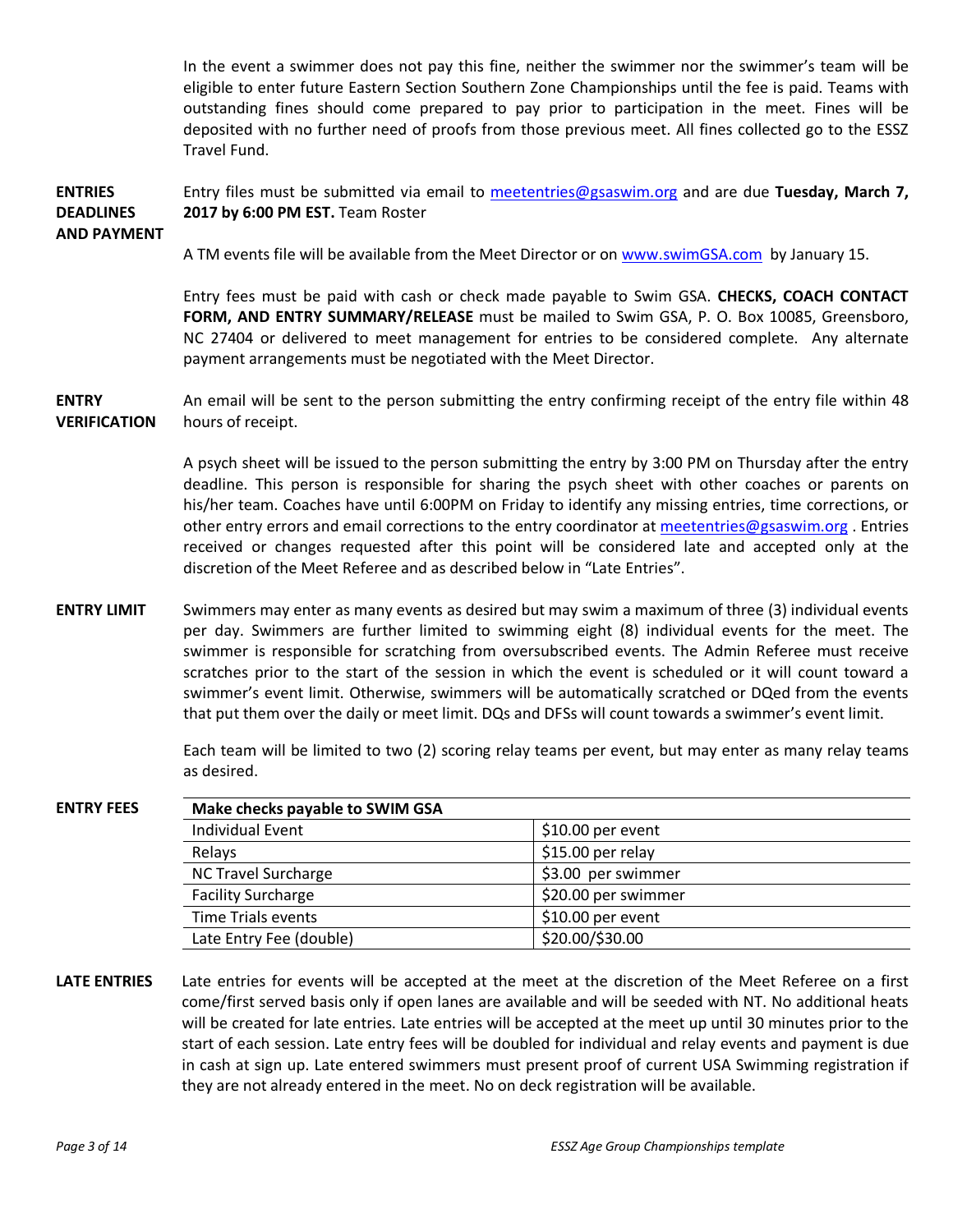In the event a swimmer does not pay this fine, neither the swimmer nor the swimmer's team will be eligible to enter future Eastern Section Southern Zone Championships until the fee is paid. Teams with outstanding fines should come prepared to pay prior to participation in the meet. Fines will be deposited with no further need of proofs from those previous meet. All fines collected go to the ESSZ Travel Fund.

**ENTRIES DEADLINES AND PAYMENT**

Entry files must be submitted via email to meetentries@gsaswim.org and are due **Tuesday, March 7, 2017 by 6:00 PM EST.** Team Roster

A TM events file will be available from the Meet Director or on www.swimGSA.com by January 15.

Entry fees must be paid with cash or check made payable to Swim GSA. **CHECKS, COACH CONTACT FORM, AND ENTRY SUMMARY/RELEASE** must be mailed to Swim GSA, P. O. Box 10085, Greensboro, NC 27404 or delivered to meet management for entries to be considered complete. Any alternate payment arrangements must be negotiated with the Meet Director.

**ENTRY VERIFICATION**

An email will be sent to the person submitting the entry confirming receipt of the entry file within 48 hours of receipt.

A psych sheet will be issued to the person submitting the entry by 3:00 PM on Thursday after the entry deadline. This person is responsible for sharing the psych sheet with other coaches or parents on his/her team. Coaches have until 6:00PM on Friday to identify any missing entries, time corrections, or other entry errors and email corrections to the entry coordinator at meetentries@gsaswim.org . Entries received or changes requested after this point will be considered late and accepted only at the discretion of the Meet Referee and as described below in "Late Entries".

**ENTRY LIMIT**

Swimmers may enter as many events as desired but may swim a maximum of three (3) individual events per day. Swimmers are further limited to swimming eight (8) individual events for the meet. The swimmer is responsible for scratching from oversubscribed events. The Admin Referee must receive scratches prior to the start of the session in which the event is scheduled or it will count toward a swimmer's event limit. Otherwise, swimmers will be automatically scratched or DQed from the events that put them over the daily or meet limit. DQs and DFSs will count towards a swimmer's event limit.

Each team will be limited to two (2) scoring relay teams per event, but may enter as many relay teams as desired.

**ENTRY FEES**

| Make checks payable to SWIM GSA | |
|---|---|
| Individual Event | $10.00 per event |
| Relays | $15.00 per relay |
| NC Travel Surcharge | $3.00 per swimmer |
| Facility Surcharge | $20.00 per swimmer |
| Time Trials events | $10.00 per event |
| Late Entry Fee (double) | $20.00/$30.00 |

**LATE ENTRIES**

Late entries for events will be accepted at the meet at the discretion of the Meet Referee on a first come/first served basis only if open lanes are available and will be seeded with NT. No additional heats will be created for late entries. Late entries will be accepted at the meet up until 30 minutes prior to the start of each session. Late entry fees will be doubled for individual and relay events and payment is due in cash at sign up. Late entered swimmers must present proof of current USA Swimming registration if they are not already entered in the meet. No on deck registration will be available.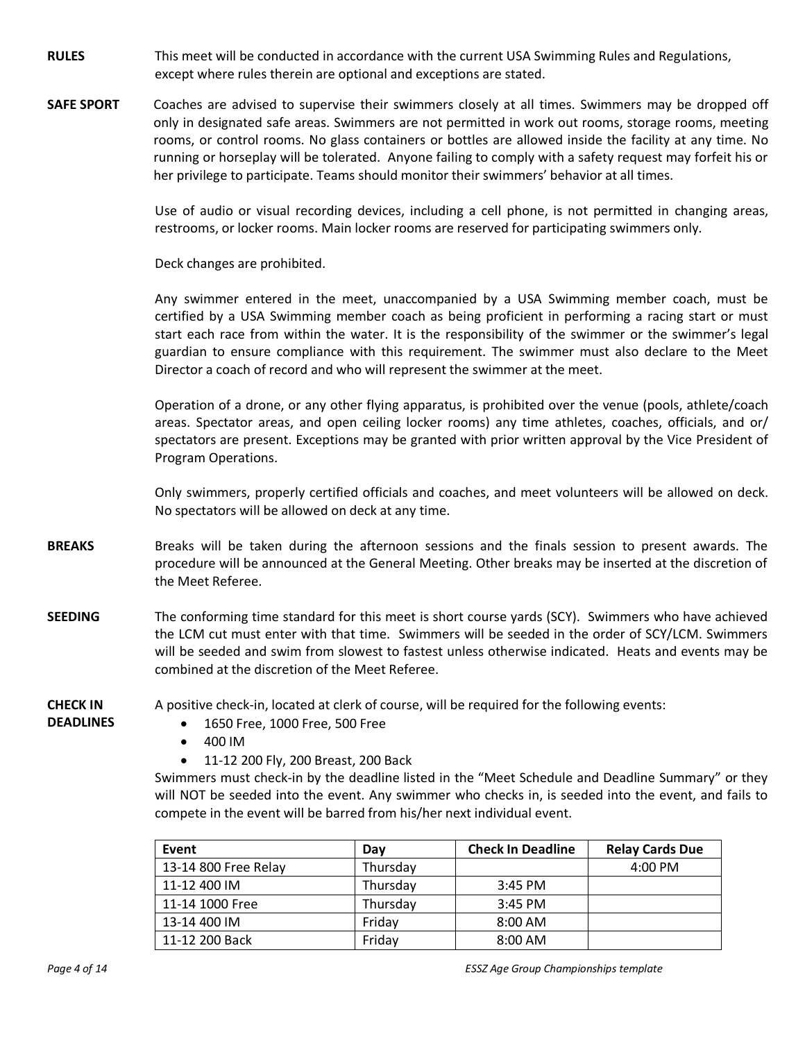**RULES** This meet will be conducted in accordance with the current USA Swimming Rules and Regulations, except where rules therein are optional and exceptions are stated.

**SAFE SPORT** Coaches are advised to supervise their swimmers closely at all times. Swimmers may be dropped off only in designated safe areas. Swimmers are not permitted in work out rooms, storage rooms, meeting rooms, or control rooms. No glass containers or bottles are allowed inside the facility at any time. No running or horseplay will be tolerated. Anyone failing to comply with a safety request may forfeit his or her privilege to participate. Teams should monitor their swimmers' behavior at all times.

Use of audio or visual recording devices, including a cell phone, is not permitted in changing areas, restrooms, or locker rooms. Main locker rooms are reserved for participating swimmers only.

Deck changes are prohibited.

Any swimmer entered in the meet, unaccompanied by a USA Swimming member coach, must be certified by a USA Swimming member coach as being proficient in performing a racing start or must start each race from within the water. It is the responsibility of the swimmer or the swimmer's legal guardian to ensure compliance with this requirement. The swimmer must also declare to the Meet Director a coach of record and who will represent the swimmer at the meet.

Operation of a drone, or any other flying apparatus, is prohibited over the venue (pools, athlete/coach areas. Spectator areas, and open ceiling locker rooms) any time athletes, coaches, officials, and or/ spectators are present. Exceptions may be granted with prior written approval by the Vice President of Program Operations.

Only swimmers, properly certified officials and coaches, and meet volunteers will be allowed on deck. No spectators will be allowed on deck at any time.

**BREAKS** Breaks will be taken during the afternoon sessions and the finals session to present awards. The procedure will be announced at the General Meeting. Other breaks may be inserted at the discretion of the Meet Referee.

**SEEDING** The conforming time standard for this meet is short course yards (SCY). Swimmers who have achieved the LCM cut must enter with that time. Swimmers will be seeded in the order of SCY/LCM. Swimmers will be seeded and swim from slowest to fastest unless otherwise indicated. Heats and events may be combined at the discretion of the Meet Referee.

**CHECK IN DEADLINES** A positive check-in, located at clerk of course, will be required for the following events:

- 1650 Free, 1000 Free, 500 Free
- 400 IM
- 11-12 200 Fly, 200 Breast, 200 Back

Swimmers must check-in by the deadline listed in the "Meet Schedule and Deadline Summary" or they will NOT be seeded into the event. Any swimmer who checks in, is seeded into the event, and fails to compete in the event will be barred from his/her next individual event.

| Event | Day | Check In Deadline | Relay Cards Due |
|---|---|---|---|
| 13-14 800 Free Relay | Thursday | | 4:00 PM |
| 11-12 400 IM | Thursday | 3:45 PM | |
| 11-14 1000 Free | Thursday | 3:45 PM | |
| 13-14 400 IM | Friday | 8:00 AM | |
| 11-12 200 Back | Friday | 8:00 AM | |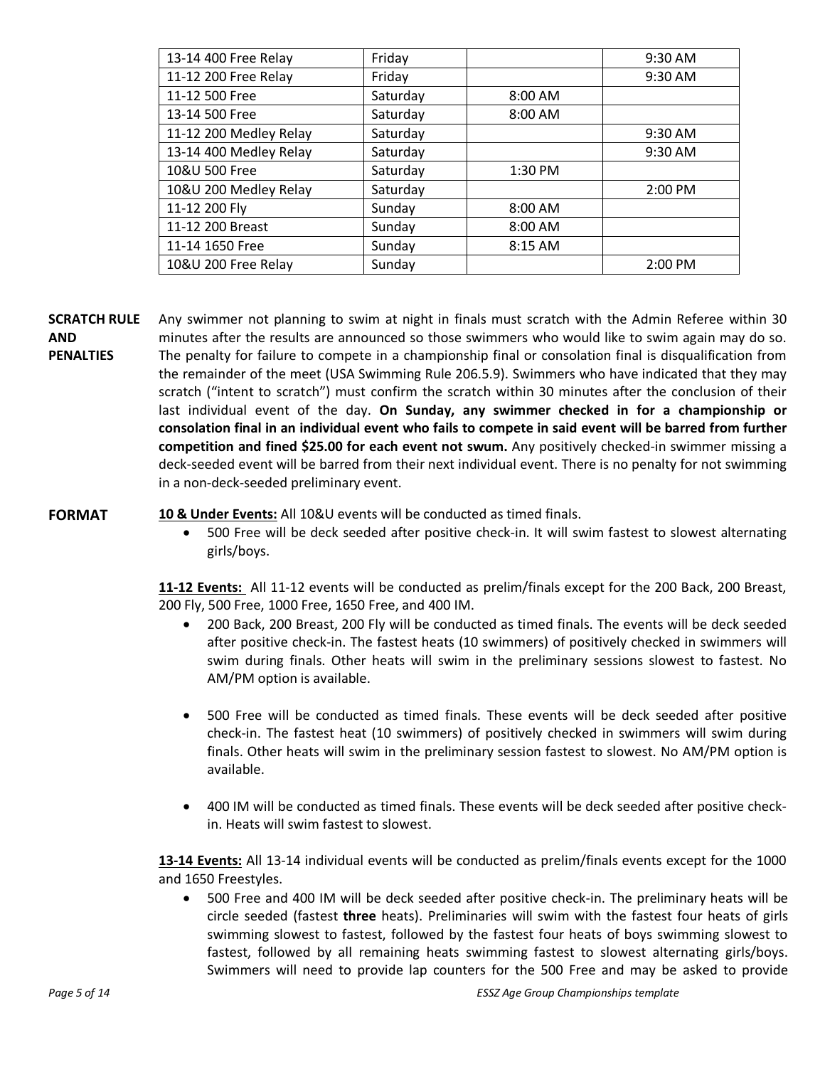| 13-14 400 Free Relay | Friday | | 9:30 AM |
|---|---|---|---|
| 11-12 200 Free Relay | Friday | | 9:30 AM |
| 11-12 500 Free | Saturday | 8:00 AM | |
| 13-14 500 Free | Saturday | 8:00 AM | |
| 11-12 200 Medley Relay | Saturday | | 9:30 AM |
| 13-14 400 Medley Relay | Saturday | | 9:30 AM |
| 10&U 500 Free | Saturday | 1:30 PM | |
| 10&U 200 Medley Relay | Saturday | | 2:00 PM |
| 11-12 200 Fly | Sunday | 8:00 AM | |
| 11-12 200 Breast | Sunday | 8:00 AM | |
| 11-14 1650 Free | Sunday | 8:15 AM | |
| 10&U 200 Free Relay | Sunday | | 2:00 PM |

**SCRATCH RULE AND PENALTIES**

Any swimmer not planning to swim at night in finals must scratch with the Admin Referee within 30 minutes after the results are announced so those swimmers who would like to swim again may do so. The penalty for failure to compete in a championship final or consolation final is disqualification from the remainder of the meet (USA Swimming Rule 206.5.9). Swimmers who have indicated that they may scratch ("intent to scratch") must confirm the scratch within 30 minutes after the conclusion of their last individual event of the day. **On Sunday, any swimmer checked in for a championship or consolation final in an individual event who fails to compete in said event will be barred from further competition and fined $25.00 for each event not swum.** Any positively checked-in swimmer missing a deck-seeded event will be barred from their next individual event. There is no penalty for not swimming in a non-deck-seeded preliminary event.

**FORMAT**

**<u>10 & Under Events:</u>** All 10&U events will be conducted as timed finals.

- 500 Free will be deck seeded after positive check-in. It will swim fastest to slowest alternating girls/boys.

**<u>11-12 Events:</u>** All 11-12 events will be conducted as prelim/finals except for the 200 Back, 200 Breast, 200 Fly, 500 Free, 1000 Free, 1650 Free, and 400 IM.

- 200 Back, 200 Breast, 200 Fly will be conducted as timed finals. The events will be deck seeded after positive check-in. The fastest heats (10 swimmers) of positively checked in swimmers will swim during finals. Other heats will swim in the preliminary sessions slowest to fastest. No AM/PM option is available.

- 500 Free will be conducted as timed finals. These events will be deck seeded after positive check-in. The fastest heat (10 swimmers) of positively checked in swimmers will swim during finals. Other heats will swim in the preliminary session fastest to slowest. No AM/PM option is available.

- 400 IM will be conducted as timed finals. These events will be deck seeded after positive check-in. Heats will swim fastest to slowest.

**<u>13-14 Events:</u>** All 13-14 individual events will be conducted as prelim/finals events except for the 1000 and 1650 Freestyles.

- 500 Free and 400 IM will be deck seeded after positive check-in. The preliminary heats will be circle seeded (fastest **three** heats). Preliminaries will swim with the fastest four heats of girls swimming slowest to fastest, followed by the fastest four heats of boys swimming slowest to fastest, followed by all remaining heats swimming fastest to slowest alternating girls/boys. Swimmers will need to provide lap counters for the 500 Free and may be asked to provide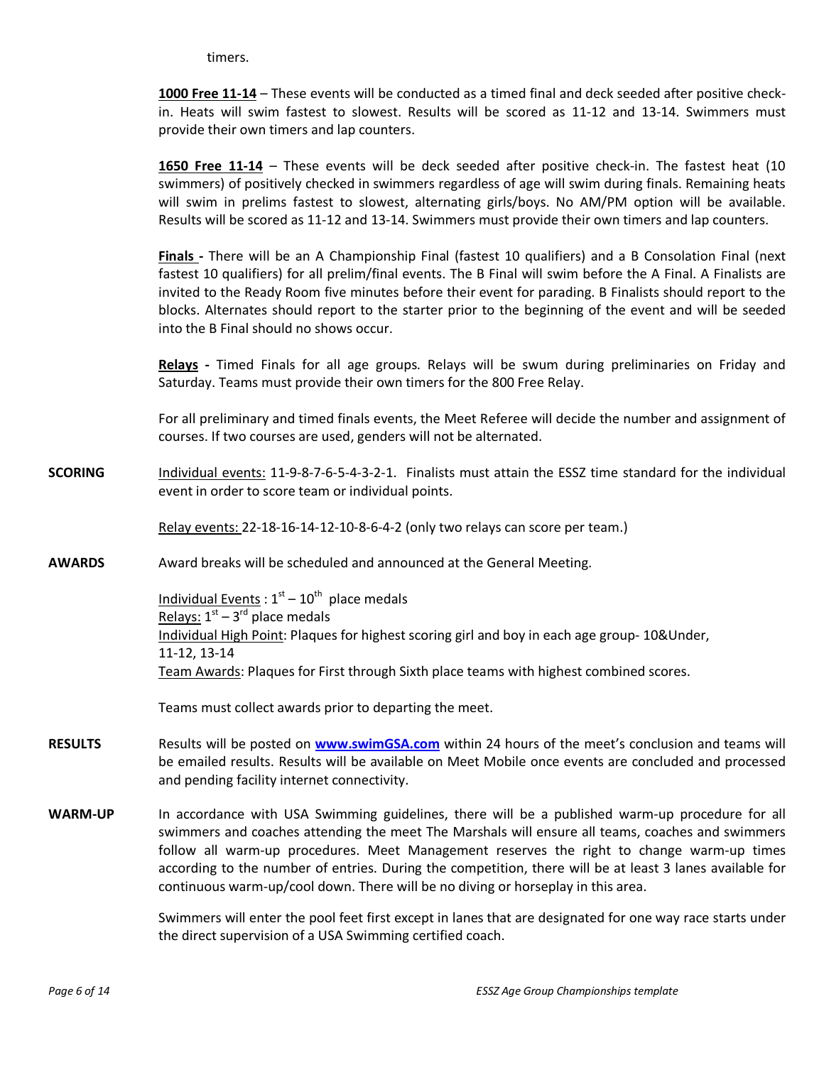timers.

**1000 Free 11-14** – These events will be conducted as a timed final and deck seeded after positive check-in. Heats will swim fastest to slowest. Results will be scored as 11-12 and 13-14. Swimmers must provide their own timers and lap counters.

**1650 Free 11-14** – These events will be deck seeded after positive check-in. The fastest heat (10 swimmers) of positively checked in swimmers regardless of age will swim during finals. Remaining heats will swim in prelims fastest to slowest, alternating girls/boys. No AM/PM option will be available. Results will be scored as 11-12 and 13-14. Swimmers must provide their own timers and lap counters.

**Finals -** There will be an A Championship Final (fastest 10 qualifiers) and a B Consolation Final (next fastest 10 qualifiers) for all prelim/final events. The B Final will swim before the A Final. A Finalists are invited to the Ready Room five minutes before their event for parading. B Finalists should report to the blocks. Alternates should report to the starter prior to the beginning of the event and will be seeded into the B Final should no shows occur.

**Relays -** Timed Finals for all age groups. Relays will be swum during preliminaries on Friday and Saturday. Teams must provide their own timers for the 800 Free Relay.

For all preliminary and timed finals events, the Meet Referee will decide the number and assignment of courses. If two courses are used, genders will not be alternated.

**SCORING**

Individual events: 11-9-8-7-6-5-4-3-2-1. Finalists must attain the ESSZ time standard for the individual event in order to score team or individual points.

Relay events: 22-18-16-14-12-10-8-6-4-2 (only two relays can score per team.)

**AWARDS**

Award breaks will be scheduled and announced at the General Meeting.

Individual Events : 1st – 10th place medals
Relays: 1st – 3rd place medals
Individual High Point: Plaques for highest scoring girl and boy in each age group- 10&Under, 11-12, 13-14
Team Awards: Plaques for First through Sixth place teams with highest combined scores.

Teams must collect awards prior to departing the meet.

**RESULTS**

Results will be posted on **www.swimGSA.com** within 24 hours of the meet's conclusion and teams will be emailed results. Results will be available on Meet Mobile once events are concluded and processed and pending facility internet connectivity.

**WARM-UP**

In accordance with USA Swimming guidelines, there will be a published warm-up procedure for all swimmers and coaches attending the meet The Marshals will ensure all teams, coaches and swimmers follow all warm-up procedures. Meet Management reserves the right to change warm-up times according to the number of entries. During the competition, there will be at least 3 lanes available for continuous warm-up/cool down. There will be no diving or horseplay in this area.

Swimmers will enter the pool feet first except in lanes that are designated for one way race starts under the direct supervision of a USA Swimming certified coach.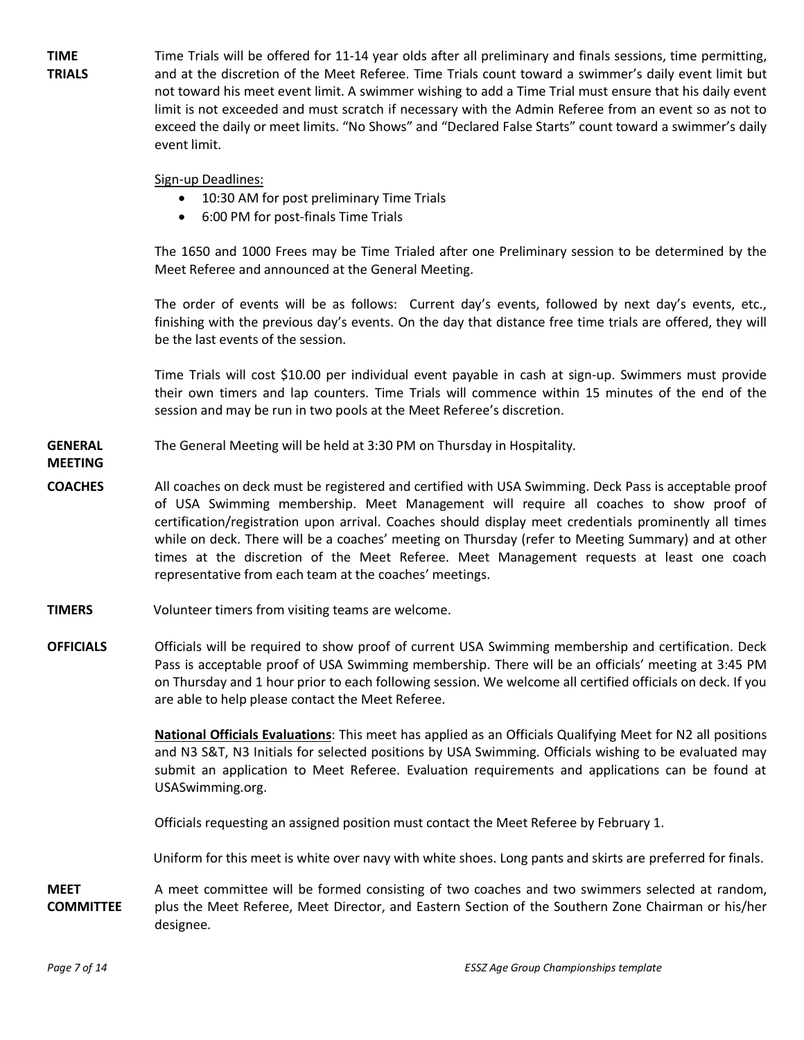**TIME TRIALS**

Time Trials will be offered for 11-14 year olds after all preliminary and finals sessions, time permitting, and at the discretion of the Meet Referee. Time Trials count toward a swimmer's daily event limit but not toward his meet event limit. A swimmer wishing to add a Time Trial must ensure that his daily event limit is not exceeded and must scratch if necessary with the Admin Referee from an event so as not to exceed the daily or meet limits. "No Shows" and "Declared False Starts" count toward a swimmer's daily event limit.

Sign-up Deadlines:

- 10:30 AM for post preliminary Time Trials
- 6:00 PM for post-finals Time Trials

The 1650 and 1000 Frees may be Time Trialed after one Preliminary session to be determined by the Meet Referee and announced at the General Meeting.

The order of events will be as follows: Current day's events, followed by next day's events, etc., finishing with the previous day's events. On the day that distance free time trials are offered, they will be the last events of the session.

Time Trials will cost $10.00 per individual event payable in cash at sign-up. Swimmers must provide their own timers and lap counters. Time Trials will commence within 15 minutes of the end of the session and may be run in two pools at the Meet Referee's discretion.

**GENERAL MEETING**

The General Meeting will be held at 3:30 PM on Thursday in Hospitality.

**COACHES**

All coaches on deck must be registered and certified with USA Swimming. Deck Pass is acceptable proof of USA Swimming membership. Meet Management will require all coaches to show proof of certification/registration upon arrival. Coaches should display meet credentials prominently all times while on deck. There will be a coaches' meeting on Thursday (refer to Meeting Summary) and at other times at the discretion of the Meet Referee. Meet Management requests at least one coach representative from each team at the coaches' meetings.

**TIMERS**

Volunteer timers from visiting teams are welcome.

**OFFICIALS**

Officials will be required to show proof of current USA Swimming membership and certification. Deck Pass is acceptable proof of USA Swimming membership. There will be an officials' meeting at 3:45 PM on Thursday and 1 hour prior to each following session. We welcome all certified officials on deck. If you are able to help please contact the Meet Referee.

**National Officials Evaluations**: This meet has applied as an Officials Qualifying Meet for N2 all positions and N3 S&T, N3 Initials for selected positions by USA Swimming. Officials wishing to be evaluated may submit an application to Meet Referee. Evaluation requirements and applications can be found at USASwimming.org.

Officials requesting an assigned position must contact the Meet Referee by February 1.

Uniform for this meet is white over navy with white shoes. Long pants and skirts are preferred for finals.

**MEET COMMITTEE**

A meet committee will be formed consisting of two coaches and two swimmers selected at random, plus the Meet Referee, Meet Director, and Eastern Section of the Southern Zone Chairman or his/her designee.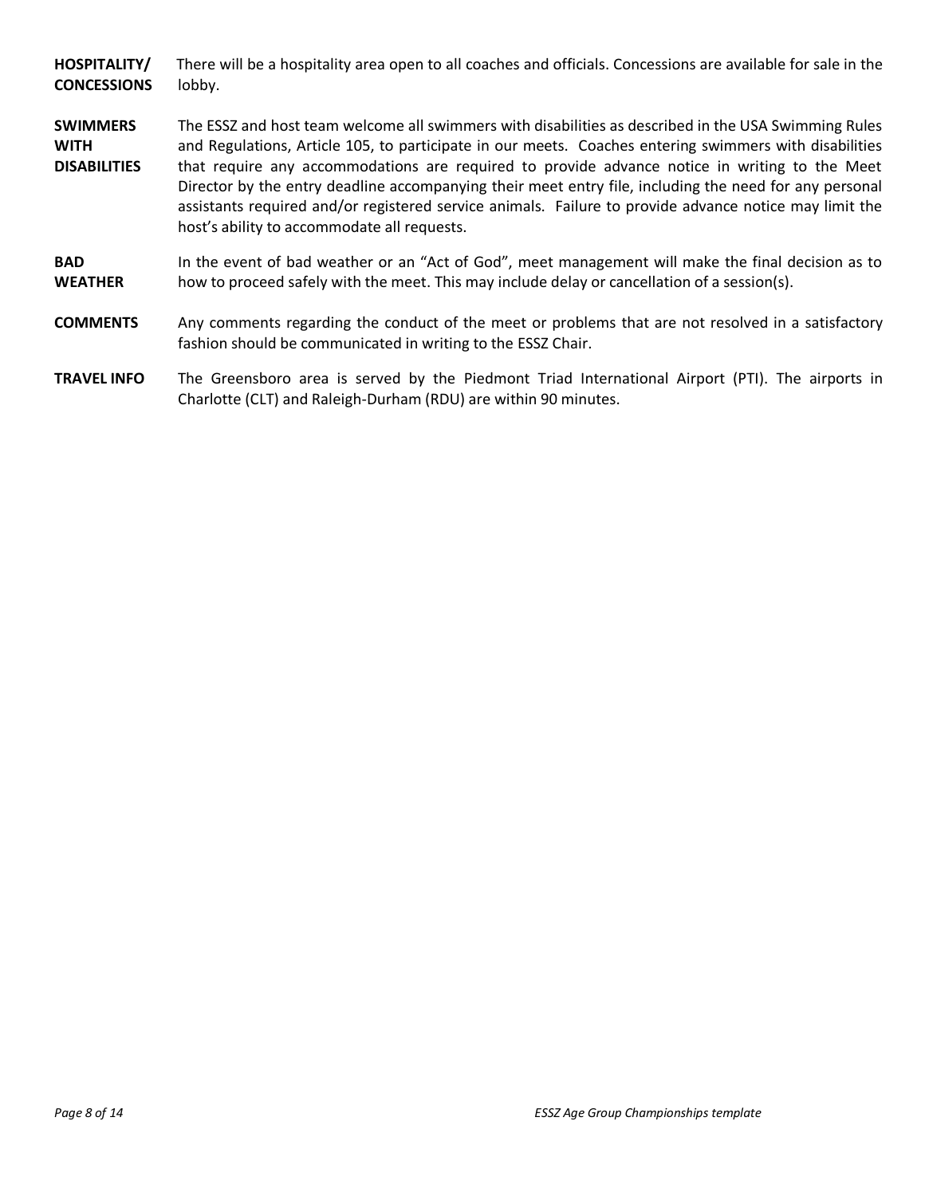**HOSPITALITY/ CONCESSIONS** There will be a hospitality area open to all coaches and officials. Concessions are available for sale in the lobby.

**SWIMMERS WITH DISABILITIES** The ESSZ and host team welcome all swimmers with disabilities as described in the USA Swimming Rules and Regulations, Article 105, to participate in our meets. Coaches entering swimmers with disabilities that require any accommodations are required to provide advance notice in writing to the Meet Director by the entry deadline accompanying their meet entry file, including the need for any personal assistants required and/or registered service animals. Failure to provide advance notice may limit the host's ability to accommodate all requests.

**BAD WEATHER** In the event of bad weather or an "Act of God", meet management will make the final decision as to how to proceed safely with the meet. This may include delay or cancellation of a session(s).

**COMMENTS** Any comments regarding the conduct of the meet or problems that are not resolved in a satisfactory fashion should be communicated in writing to the ESSZ Chair.

**TRAVEL INFO** The Greensboro area is served by the Piedmont Triad International Airport (PTI). The airports in Charlotte (CLT) and Raleigh-Durham (RDU) are within 90 minutes.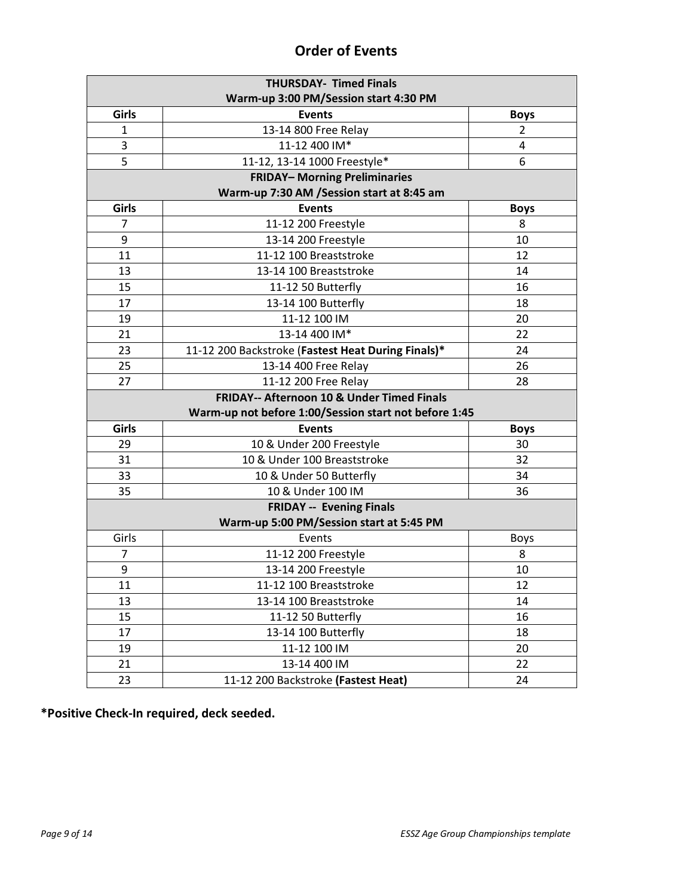## Order of Events

| Girls | Events | Boys |
|---|---|---|
| | **THURSDAY- Timed Finals**<br>**Warm-up 3:00 PM/Session start 4:30 PM** | |
| **Girls** | **Events** | **Boys** |
| 1 | 13-14 800 Free Relay | 2 |
| 3 | 11-12 400 IM* | 4 |
| 5 | 11-12, 13-14 1000 Freestyle* | 6 |
| | **FRIDAY– Morning Preliminaries**<br>**Warm-up 7:30 AM /Session start at 8:45 am** | |
| **Girls** | **Events** | **Boys** |
| 7 | 11-12 200 Freestyle | 8 |
| 9 | 13-14 200 Freestyle | 10 |
| 11 | 11-12 100 Breaststroke | 12 |
| 13 | 13-14 100 Breaststroke | 14 |
| 15 | 11-12 50 Butterfly | 16 |
| 17 | 13-14 100 Butterfly | 18 |
| 19 | 11-12 100 IM | 20 |
| 21 | 13-14 400 IM* | 22 |
| 23 | 11-12 200 Backstroke (**Fastest Heat During Finals)***| 24 |
| 25 | 13-14 400 Free Relay | 26 |
| 27 | 11-12 200 Free Relay | 28 |
| | **FRIDAY-- Afternoon 10 & Under Timed Finals**<br>**Warm-up not before 1:00/Session start not before 1:45** | |
| **Girls** | **Events** | **Boys** |
| 29 | 10 & Under 200 Freestyle | 30 |
| 31 | 10 & Under 100 Breaststroke | 32 |
| 33 | 10 & Under 50 Butterfly | 34 |
| 35 | 10 & Under 100 IM | 36 |
| | **FRIDAY -- Evening Finals**<br>**Warm-up 5:00 PM/Session start at 5:45 PM** | |
| Girls | Events | Boys |
| 7 | 11-12 200 Freestyle | 8 |
| 9 | 13-14 200 Freestyle | 10 |
| 11 | 11-12 100 Breaststroke | 12 |
| 13 | 13-14 100 Breaststroke | 14 |
| 15 | 11-12 50 Butterfly | 16 |
| 17 | 13-14 100 Butterfly | 18 |
| 19 | 11-12 100 IM | 20 |
| 21 | 13-14 400 IM | 22 |
| 23 | 11-12 200 Backstroke **(Fastest Heat)** | 24 |

**\*Positive Check-In required, deck seeded.**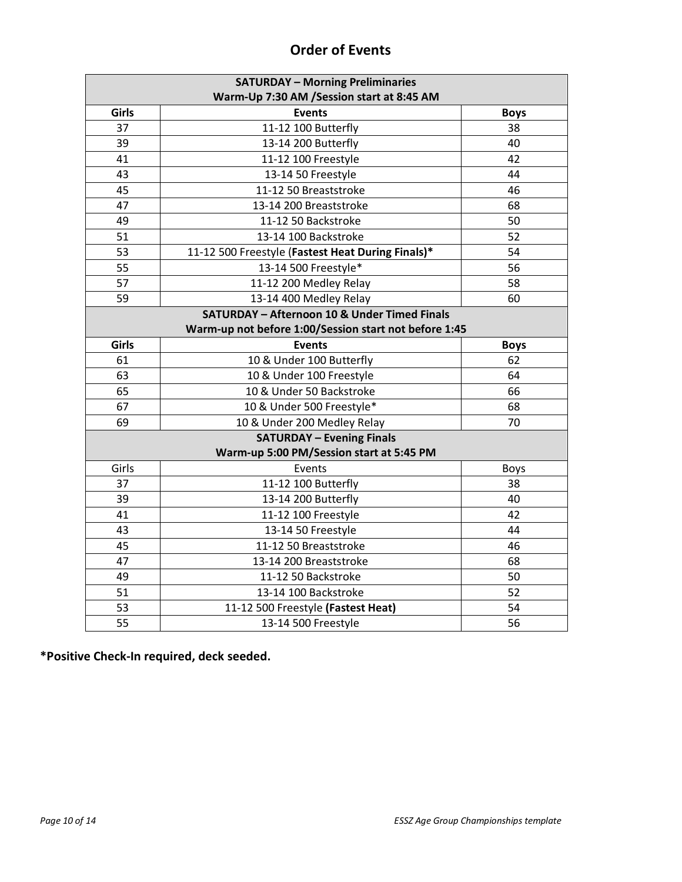## Order of Events

| Girls | Events | Boys |
|---|---|---|
| **SATURDAY – Morning Preliminaries Warm-Up 7:30 AM /Session start at 8:45 AM** | | |
| **Girls** | **Events** | **Boys** |
| 37 | 11-12 100 Butterfly | 38 |
| 39 | 13-14 200 Butterfly | 40 |
| 41 | 11-12 100 Freestyle | 42 |
| 43 | 13-14 50 Freestyle | 44 |
| 45 | 11-12 50 Breaststroke | 46 |
| 47 | 13-14 200 Breaststroke | 68 |
| 49 | 11-12 50 Backstroke | 50 |
| 51 | 13-14 100 Backstroke | 52 |
| 53 | 11-12 500 Freestyle (**Fastest Heat During Finals**)* | 54 |
| 55 | 13-14 500 Freestyle* | 56 |
| 57 | 11-12 200 Medley Relay | 58 |
| 59 | 13-14 400 Medley Relay | 60 |
| **SATURDAY – Afternoon 10 & Under Timed Finals Warm-up not before 1:00/Session start not before 1:45** | | |
| **Girls** | **Events** | **Boys** |
| 61 | 10 & Under 100 Butterfly | 62 |
| 63 | 10 & Under 100 Freestyle | 64 |
| 65 | 10 & Under 50 Backstroke | 66 |
| 67 | 10 & Under 500 Freestyle* | 68 |
| 69 | 10 & Under 200 Medley Relay | 70 |
| **SATURDAY – Evening Finals Warm-up 5:00 PM/Session start at 5:45 PM** | | |
| Girls | Events | Boys |
| 37 | 11-12 100 Butterfly | 38 |
| 39 | 13-14 200 Butterfly | 40 |
| 41 | 11-12 100 Freestyle | 42 |
| 43 | 13-14 50 Freestyle | 44 |
| 45 | 11-12 50 Breaststroke | 46 |
| 47 | 13-14 200 Breaststroke | 68 |
| 49 | 11-12 50 Backstroke | 50 |
| 51 | 13-14 100 Backstroke | 52 |
| 53 | 11-12 500 Freestyle **(Fastest Heat)** | 54 |
| 55 | 13-14 500 Freestyle | 56 |

**\*Positive Check-In required, deck seeded.**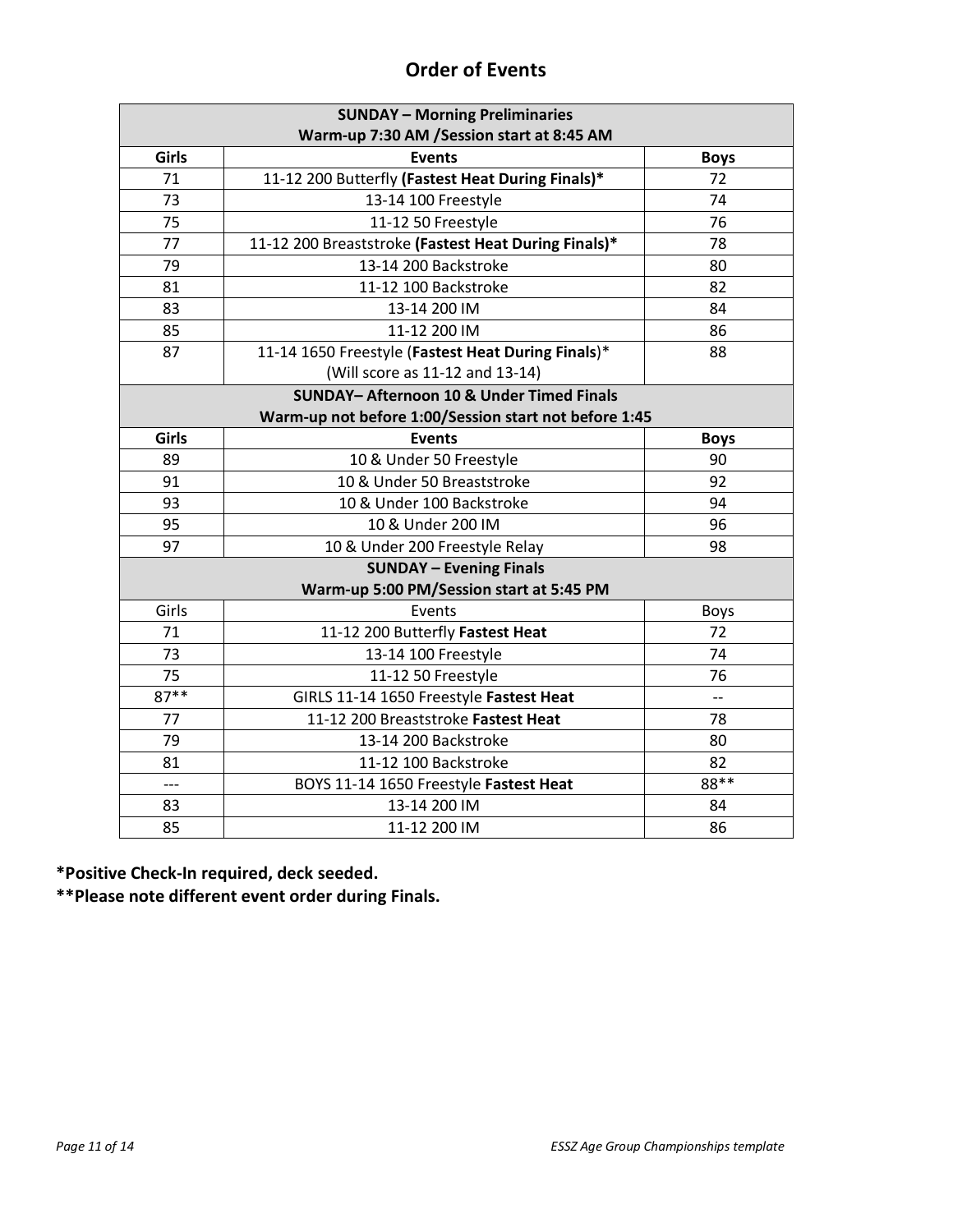## Order of Events

| Girls | Events | Boys |
|---|---|---|
| | **SUNDAY – Morning Preliminaries**<br>**Warm-up 7:30 AM /Session start at 8:45 AM** | |
| **Girls** | **Events** | **Boys** |
| 71 | 11-12 200 Butterfly **(Fastest Heat During Finals)*** | 72 |
| 73 | 13-14 100 Freestyle | 74 |
| 75 | 11-12 50 Freestyle | 76 |
| 77 | 11-12 200 Breaststroke **(Fastest Heat During Finals)*** | 78 |
| 79 | 13-14 200 Backstroke | 80 |
| 81 | 11-12 100 Backstroke | 82 |
| 83 | 13-14 200 IM | 84 |
| 85 | 11-12 200 IM | 86 |
| 87 | 11-14 1650 Freestyle (**Fastest Heat During Finals**)*<br>(Will score as 11-12 and 13-14) | 88 |
| | **SUNDAY– Afternoon 10 & Under Timed Finals**<br>**Warm-up not before 1:00/Session start not before 1:45** | |
| **Girls** | **Events** | **Boys** |
| 89 | 10 & Under 50 Freestyle | 90 |
| 91 | 10 & Under 50 Breaststroke | 92 |
| 93 | 10 & Under 100 Backstroke | 94 |
| 95 | 10 & Under 200 IM | 96 |
| 97 | 10 & Under 200 Freestyle Relay | 98 |
| | **SUNDAY – Evening Finals**<br>**Warm-up 5:00 PM/Session start at 5:45 PM** | |
| Girls | Events | Boys |
| 71 | 11-12 200 Butterfly **Fastest Heat** | 72 |
| 73 | 13-14 100 Freestyle | 74 |
| 75 | 11-12 50 Freestyle | 76 |
| 87** | GIRLS 11-14 1650 Freestyle **Fastest Heat** | -- |
| 77 | 11-12 200 Breaststroke **Fastest Heat** | 78 |
| 79 | 13-14 200 Backstroke | 80 |
| 81 | 11-12 100 Backstroke | 82 |
| --- | BOYS 11-14 1650 Freestyle **Fastest Heat** | 88** |
| 83 | 13-14 200 IM | 84 |
| 85 | 11-12 200 IM | 86 |

***Positive Check-In required, deck seeded.**

****Please note different event order during Finals.**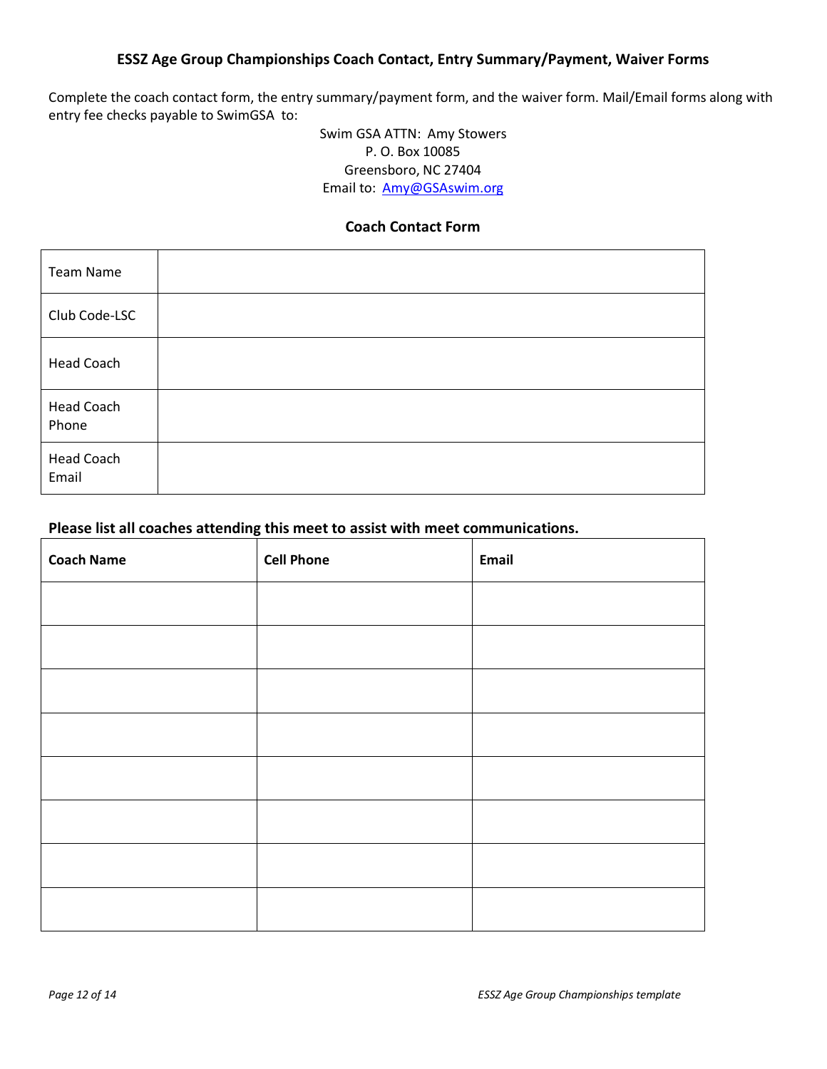### ESSZ Age Group Championships Coach Contact, Entry Summary/Payment, Waiver Forms

Complete the coach contact form, the entry summary/payment form, and the waiver form. Mail/Email forms along with entry fee checks payable to SwimGSA to:

Swim GSA ATTN: Amy Stowers
P. O. Box 10085
Greensboro, NC 27404
Email to: Amy@GSAswim.org

### Coach Contact Form

| | |
|---|---|
| Team Name | |
| Club Code-LSC | |
| Head Coach | |
| Head Coach Phone | |
| Head Coach Email | |

**Please list all coaches attending this meet to assist with meet communications.**

| Coach Name | Cell Phone | Email |
|---|---|---|
| | | |
| | | |
| | | |
| | | |
| | | |
| | | |
| | | |
| | | |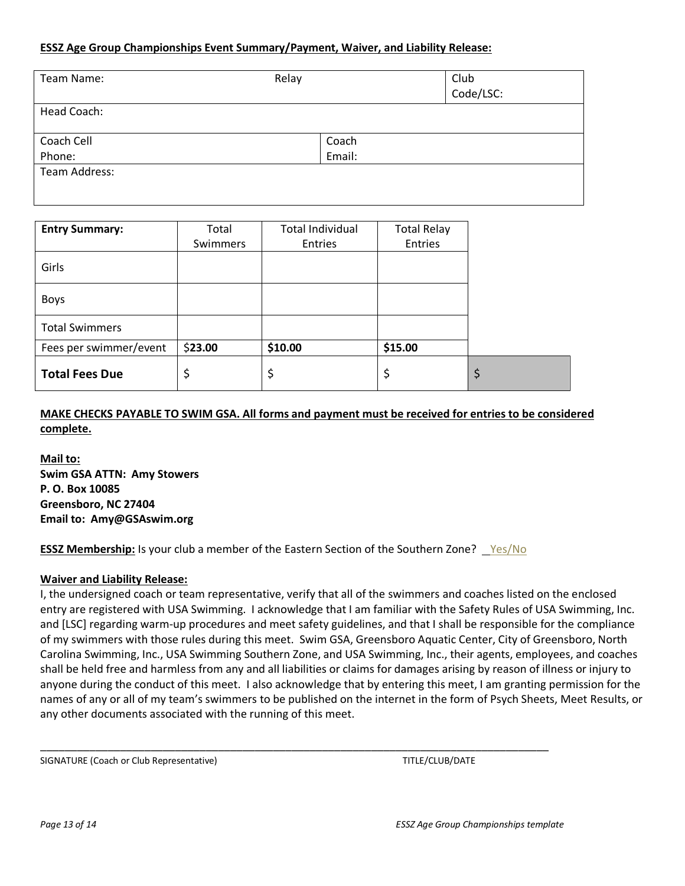**ESSZ Age Group Championships Event Summary/Payment, Waiver, and Liability Release:**

| Team Name: | Relay | | Club Code/LSC: |
|---|---|---|---|
| Head Coach: | | | |
| Coach Cell Phone: | | Coach Email: | |
| Team Address: | | | |

| **Entry Summary:** | Total Swimmers | Total Individual Entries | Total Relay Entries | |
|---|---|---|---|---|
| Girls | | | | |
| Boys | | | | |
| Total Swimmers | | | | |
| Fees per swimmer/event | $**23.00** | **$10.00** | **$15.00** | |
| **Total Fees Due** | $ | $ | $ | $ |

**MAKE CHECKS PAYABLE TO SWIM GSA. All forms and payment must be received for entries to be considered complete.**

**Mail to:**
**Swim GSA ATTN: Amy Stowers**
**P. O. Box 10085**
**Greensboro, NC 27404**
**Email to: Amy@GSAswim.org**

**ESSZ Membership:** Is your club a member of the Eastern Section of the Southern Zone? _Yes/No

**Waiver and Liability Release:**
I, the undersigned coach or team representative, verify that all of the swimmers and coaches listed on the enclosed entry are registered with USA Swimming. I acknowledge that I am familiar with the Safety Rules of USA Swimming, Inc. and [LSC] regarding warm-up procedures and meet safety guidelines, and that I shall be responsible for the compliance of my swimmers with those rules during this meet. Swim GSA, Greensboro Aquatic Center, City of Greensboro, North Carolina Swimming, Inc., USA Swimming Southern Zone, and USA Swimming, Inc., their agents, employees, and coaches shall be held free and harmless from any and all liabilities or claims for damages arising by reason of illness or injury to anyone during the conduct of this meet. I also acknowledge that by entering this meet, I am granting permission for the names of any or all of my team's swimmers to be published on the internet in the form of Psych Sheets, Meet Results, or any other documents associated with the running of this meet.

______________________________________________________________________________________________

SIGNATURE (Coach or Club Representative) TITLE/CLUB/DATE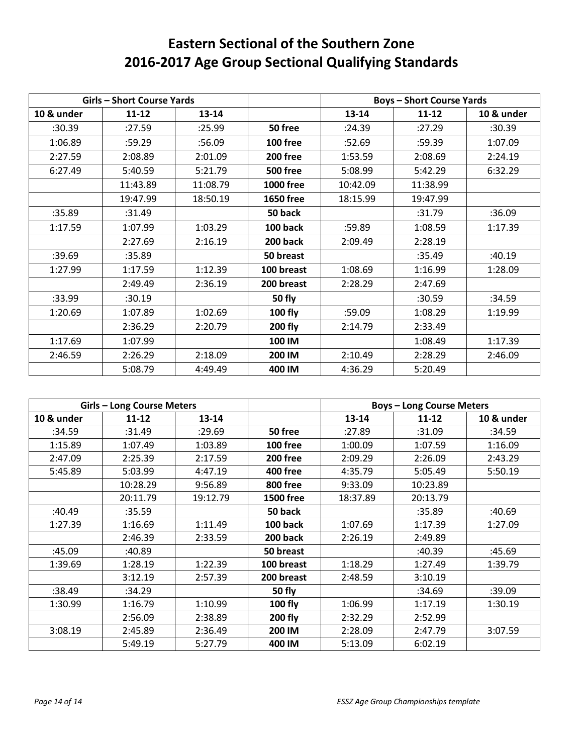# Eastern Sectional of the Southern Zone
# 2016-2017 Age Group Sectional Qualifying Standards

| Girls – Short Course Yards | | | | Boys – Short Course Yards | | |
|---|---|---|---|---|---|---|
| 10 & under | 11-12 | 13-14 | | 13-14 | 11-12 | 10 & under |
| :30.39 | :27.59 | :25.99 | **50 free** | :24.39 | :27.29 | :30.39 |
| 1:06.89 | :59.29 | :56.09 | **100 free** | :52.69 | :59.39 | 1:07.09 |
| 2:27.59 | 2:08.89 | 2:01.09 | **200 free** | 1:53.59 | 2:08.69 | 2:24.19 |
| 6:27.49 | 5:40.59 | 5:21.79 | **500 free** | 5:08.99 | 5:42.29 | 6:32.29 |
| | 11:43.89 | 11:08.79 | **1000 free** | 10:42.09 | 11:38.99 | |
| | 19:47.99 | 18:50.19 | **1650 free** | 18:15.99 | 19:47.99 | |
| :35.89 | :31.49 | | **50 back** | | :31.79 | :36.09 |
| 1:17.59 | 1:07.99 | 1:03.29 | **100 back** | :59.89 | 1:08.59 | 1:17.39 |
| | 2:27.69 | 2:16.19 | **200 back** | 2:09.49 | 2:28.19 | |
| :39.69 | :35.89 | | **50 breast** | | :35.49 | :40.19 |
| 1:27.99 | 1:17.59 | 1:12.39 | **100 breast** | 1:08.69 | 1:16.99 | 1:28.09 |
| | 2:49.49 | 2:36.19 | **200 breast** | 2:28.29 | 2:47.69 | |
| :33.99 | :30.19 | | **50 fly** | | :30.59 | :34.59 |
| 1:20.69 | 1:07.89 | 1:02.69 | **100 fly** | :59.09 | 1:08.29 | 1:19.99 |
| | 2:36.29 | 2:20.79 | **200 fly** | 2:14.79 | 2:33.49 | |
| 1:17.69 | 1:07.99 | | **100 IM** | | 1:08.49 | 1:17.39 |
| 2:46.59 | 2:26.29 | 2:18.09 | **200 IM** | 2:10.49 | 2:28.29 | 2:46.09 |
| | 5:08.79 | 4:49.49 | **400 IM** | 4:36.29 | 5:20.49 | |

| Girls – Long Course Meters | | | | Boys – Long Course Meters | | |
|---|---|---|---|---|---|---|
| 10 & under | 11-12 | 13-14 | | 13-14 | 11-12 | 10 & under |
| :34.59 | :31.49 | :29.69 | **50 free** | :27.89 | :31.09 | :34.59 |
| 1:15.89 | 1:07.49 | 1:03.89 | **100 free** | 1:00.09 | 1:07.59 | 1:16.09 |
| 2:47.09 | 2:25.39 | 2:17.59 | **200 free** | 2:09.29 | 2:26.09 | 2:43.29 |
| 5:45.89 | 5:03.99 | 4:47.19 | **400 free** | 4:35.79 | 5:05.49 | 5:50.19 |
| | 10:28.29 | 9:56.89 | **800 free** | 9:33.09 | 10:23.89 | |
| | 20:11.79 | 19:12.79 | **1500 free** | 18:37.89 | 20:13.79 | |
| :40.49 | :35.59 | | **50 back** | | :35.89 | :40.69 |
| 1:27.39 | 1:16.69 | 1:11.49 | **100 back** | 1:07.69 | 1:17.39 | 1:27.09 |
| | 2:46.39 | 2:33.59 | **200 back** | 2:26.19 | 2:49.89 | |
| :45.09 | :40.89 | | **50 breast** | | :40.39 | :45.69 |
| 1:39.69 | 1:28.19 | 1:22.39 | **100 breast** | 1:18.29 | 1:27.49 | 1:39.79 |
| | 3:12.19 | 2:57.39 | **200 breast** | 2:48.59 | 3:10.19 | |
| :38.49 | :34.29 | | **50 fly** | | :34.69 | :39.09 |
| 1:30.99 | 1:16.79 | 1:10.99 | **100 fly** | 1:06.99 | 1:17.19 | 1:30.19 |
| | 2:56.09 | 2:38.89 | **200 fly** | 2:32.29 | 2:52.99 | |
| 3:08.19 | 2:45.89 | 2:36.49 | **200 IM** | 2:28.09 | 2:47.79 | 3:07.59 |
| | 5:49.19 | 5:27.79 | **400 IM** | 5:13.09 | 6:02.19 | |